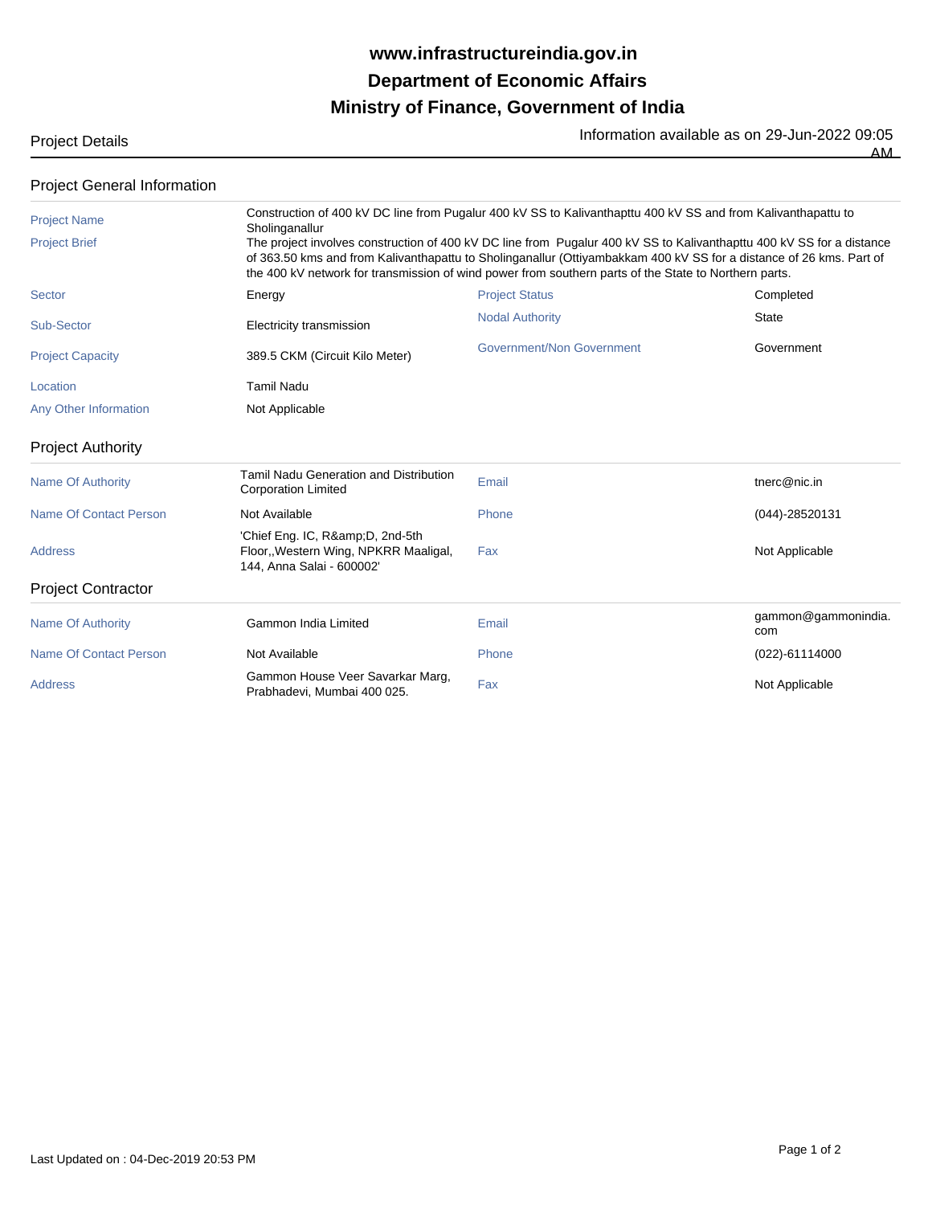# www.infrastructureindia.gov.in

## Department of Economic Affairs

## Ministry of Finance, Government of India

Project Details

Information available as on 29-Jun-2022 09:05 AM

### Project General Information

| | | | |
|---|---|---|---|
| Project Name | Construction of 400 kV DC line from Pugalur 400 kV SS to Kalivanthapttu 400 kV SS and from Kalivanthapattu to Sholinganallur | | |
| Project Brief | The project involves construction of 400 kV DC line from Pugalur 400 kV SS to Kalivanthapttu 400 kV SS for a distance of 363.50 kms and from Kalivanthapattu to Sholinganallur (Ottiyambakkam 400 kV SS for a distance of 26 kms. Part of the 400 kV network for transmission of wind power from southern parts of the State to Northern parts. | | |
| Sector | Energy | Project Status | Completed |
| Sub-Sector | Electricity transmission | Nodal Authority | State |
| Project Capacity | 389.5 CKM (Circuit Kilo Meter) | Government/Non Government | Government |
| Location | Tamil Nadu | | |
| Any Other Information | Not Applicable | | |

### Project Authority

| | | | |
|---|---|---|---|
| Name Of Authority | Tamil Nadu Generation and Distribution Corporation Limited | Email | tnerc@nic.in |
| Name Of Contact Person | Not Available | Phone | (044)-28520131 |
| Address | 'Chief Eng. IC, R&amp;D, 2nd-5th Floor,,Western Wing, NPKRR Maaligal, 144, Anna Salai - 600002' | Fax | Not Applicable |

### Project Contractor

| | | | |
|---|---|---|---|
| Name Of Authority | Gammon India Limited | Email | gammon@gammonindia.com |
| Name Of Contact Person | Not Available | Phone | (022)-61114000 |
| Address | Gammon House Veer Savarkar Marg, Prabhadevi, Mumbai 400 025. | Fax | Not Applicable |

Last Updated on : 04-Dec-2019 20:53 PM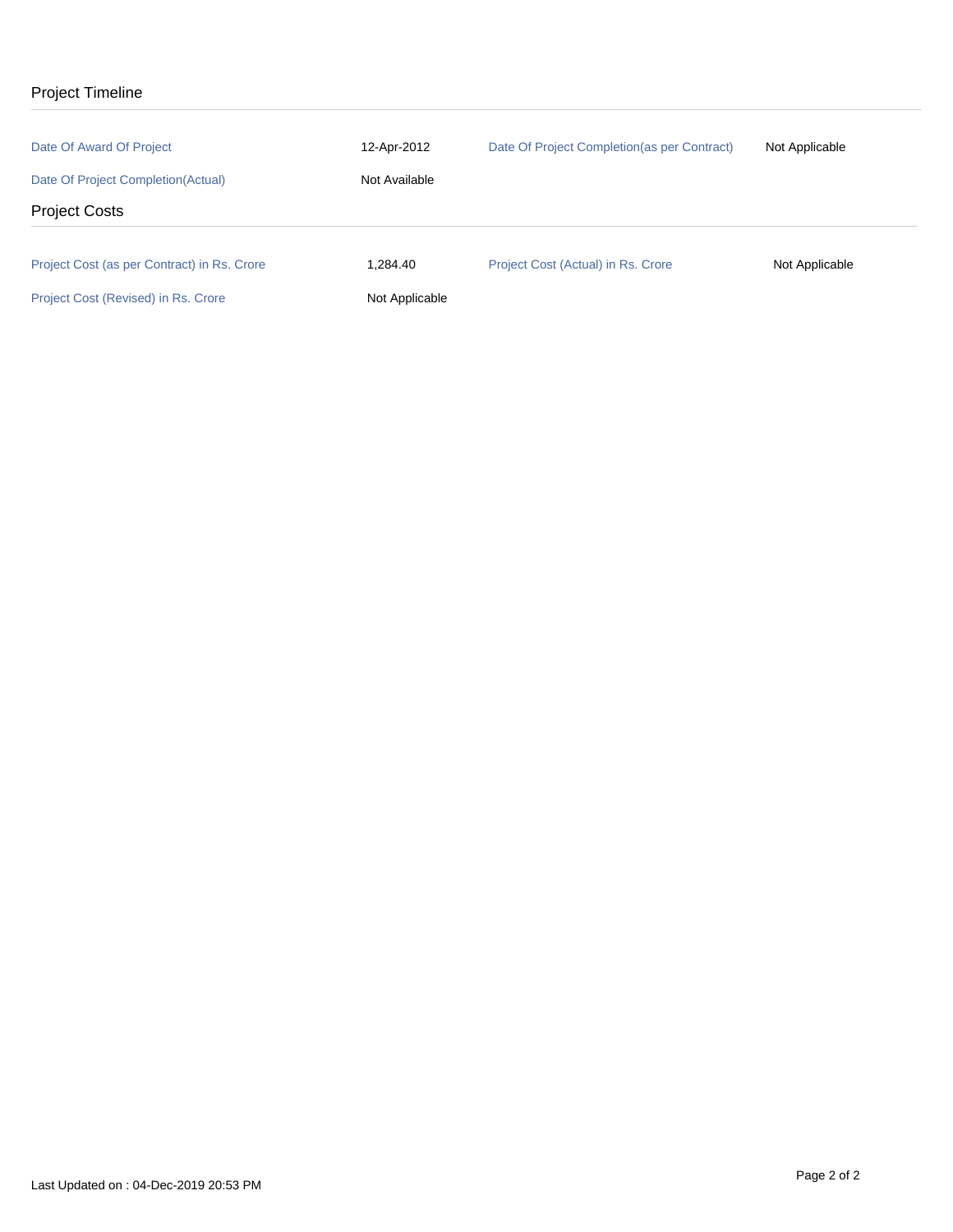## Project Timeline

| | | | |
|---|---|---|---|
| Date Of Award Of Project | 12-Apr-2012 | Date Of Project Completion(as per Contract) | Not Applicable |
| Date Of Project Completion(Actual) | Not Available | | |

## Project Costs

| | | | |
|---|---|---|---|
| Project Cost (as per Contract) in Rs. Crore | 1,284.40 | Project Cost (Actual) in Rs. Crore | Not Applicable |
| Project Cost (Revised) in Rs. Crore | Not Applicable | | |

Last Updated on : 04-Dec-2019 20:53 PM